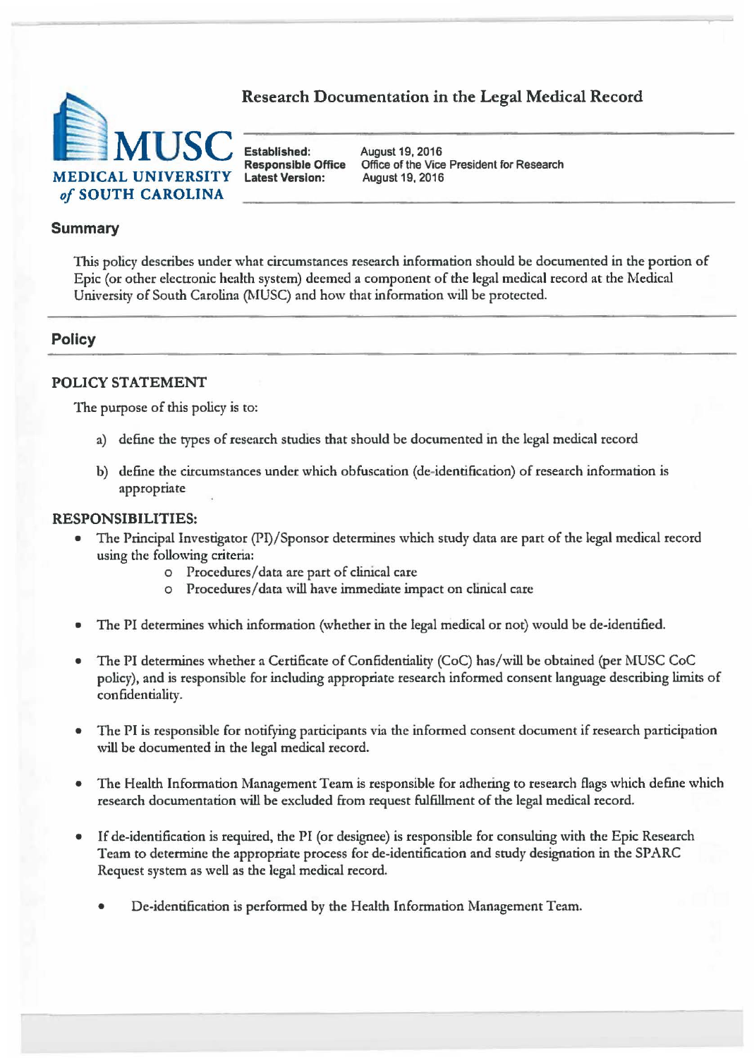# Research Documentation in the Legal Medical Record

MUSC
MEDICAL UNIVERSITY of SOUTH CAROLINA

| | |
|---|---|
| **Established:** | August 19, 2016 |
| **Responsible Office** | Office of the Vice President for Research |
| **Latest Version:** | August 19, 2016 |

## Summary

This policy describes under what circumstances research information should be documented in the portion of Epic (or other electronic health system) deemed a component of the legal medical record at the Medical University of South Carolina (MUSC) and how that information will be protected.

## Policy

### POLICY STATEMENT

The purpose of this policy is to:

a) define the types of research studies that should be documented in the legal medical record

b) define the circumstances under which obfuscation (de-identification) of research information is appropriate

### RESPONSIBILITIES:

- The Principal Investigator (PI)/Sponsor determines which study data are part of the legal medical record using the following criteria:
  - Procedures/data are part of clinical care
  - Procedures/data will have immediate impact on clinical care

- The PI determines which information (whether in the legal medical or not) would be de-identified.

- The PI determines whether a Certificate of Confidentiality (CoC) has/will be obtained (per MUSC CoC policy), and is responsible for including appropriate research informed consent language describing limits of confidentiality.

- The PI is responsible for notifying participants via the informed consent document if research participation will be documented in the legal medical record.

- The Health Information Management Team is responsible for adhering to research flags which define which research documentation will be excluded from request fulfillment of the legal medical record.

- If de-identification is required, the PI (or designee) is responsible for consulting with the Epic Research Team to determine the appropriate process for de-identification and study designation in the SPARC Request system as well as the legal medical record.

  - De-identification is performed by the Health Information Management Team.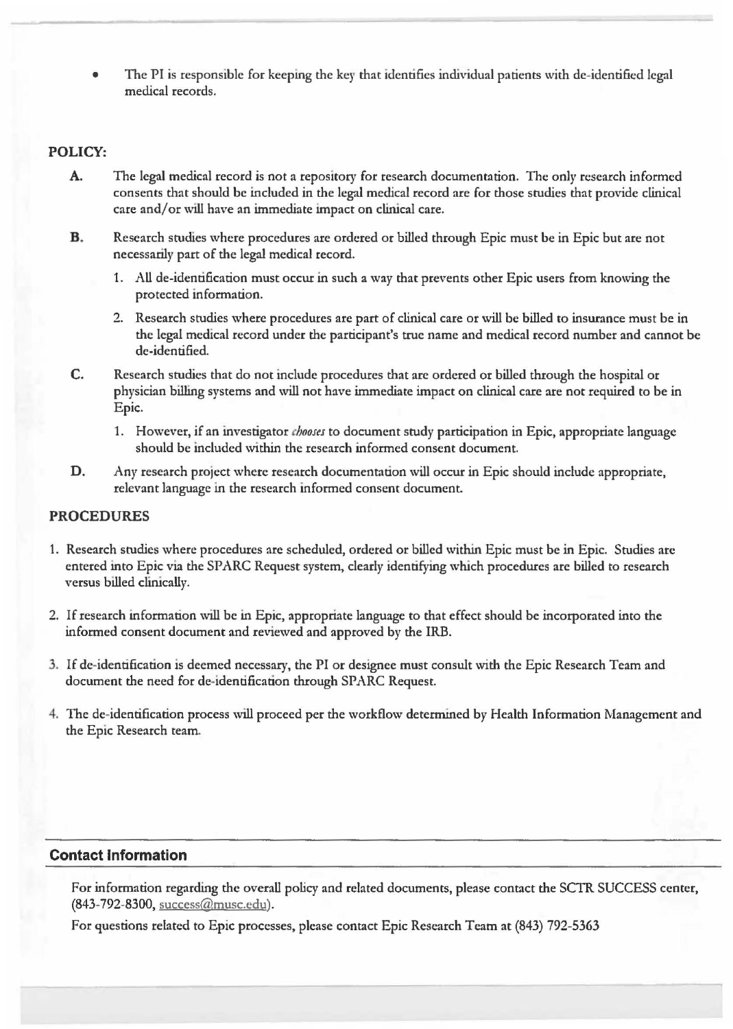- The PI is responsible for keeping the key that identifies individual patients with de-identified legal medical records.

## POLICY:

**A.** The legal medical record is not a repository for research documentation. The only research informed consents that should be included in the legal medical record are for those studies that provide clinical care and/or will have an immediate impact on clinical care.

**B.** Research studies where procedures are ordered or billed through Epic must be in Epic but are not necessarily part of the legal medical record.

1. All de-identification must occur in such a way that prevents other Epic users from knowing the protected information.
2. Research studies where procedures are part of clinical care or will be billed to insurance must be in the legal medical record under the participant's true name and medical record number and cannot be de-identified.

**C.** Research studies that do not include procedures that are ordered or billed through the hospital or physician billing systems and will not have immediate impact on clinical care are not required to be in Epic.

1. However, if an investigator *chooses* to document study participation in Epic, appropriate language should be included within the research informed consent document.

**D.** Any research project where research documentation will occur in Epic should include appropriate, relevant language in the research informed consent document.

## PROCEDURES

1. Research studies where procedures are scheduled, ordered or billed within Epic must be in Epic. Studies are entered into Epic via the SPARC Request system, clearly identifying which procedures are billed to research versus billed clinically.
2. If research information will be in Epic, appropriate language to that effect should be incorporated into the informed consent document and reviewed and approved by the IRB.
3. If de-identification is deemed necessary, the PI or designee must consult with the Epic Research Team and document the need for de-identification through SPARC Request.
4. The de-identification process will proceed per the workflow determined by Health Information Management and the Epic Research team.

## Contact Information

For information regarding the overall policy and related documents, please contact the SCTR SUCCESS center, (843-792-8300, success@musc.edu).

For questions related to Epic processes, please contact Epic Research Team at (843) 792-5363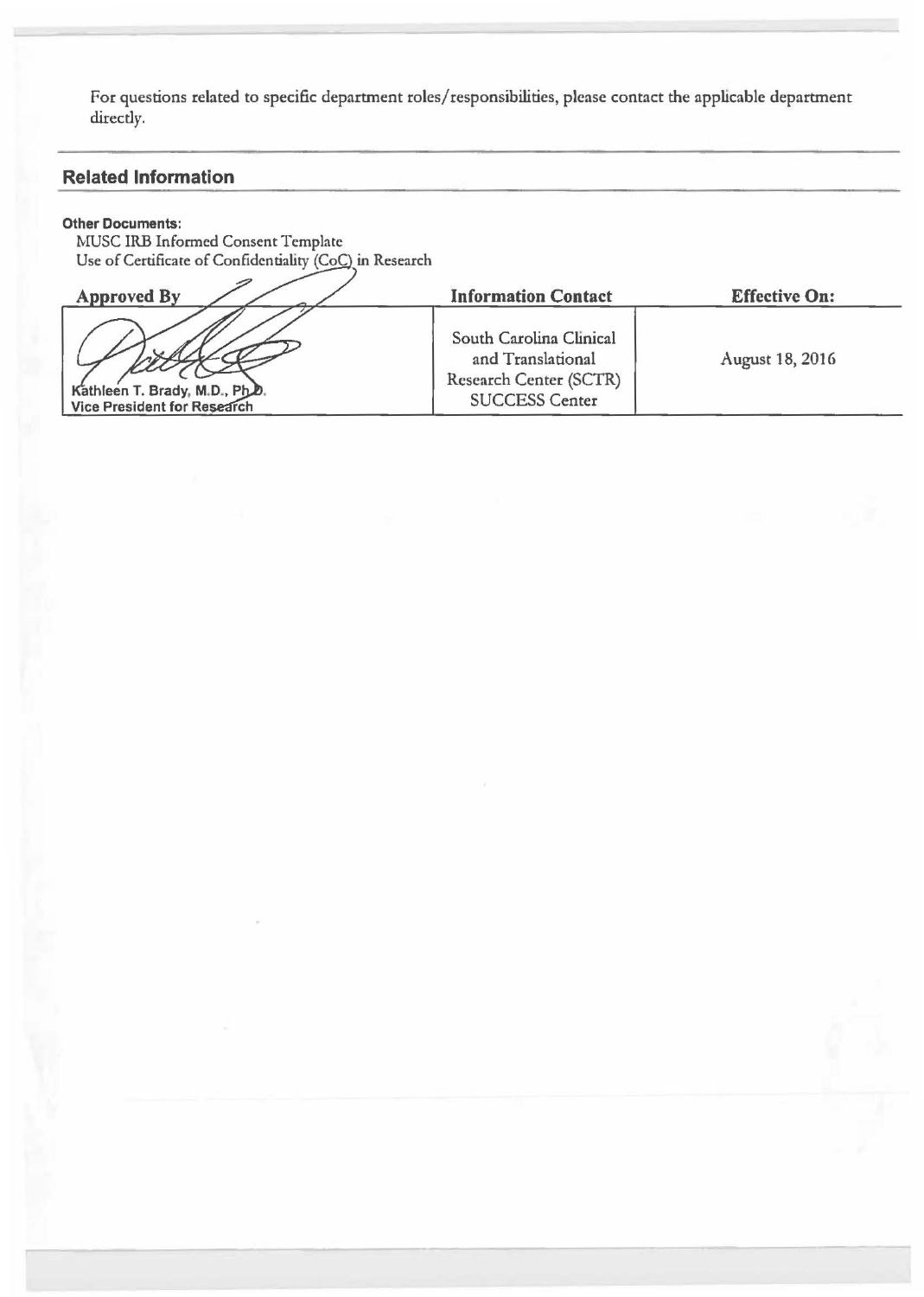For questions related to specific department roles/responsibilities, please contact the applicable department directly.

## Related Information

**Other Documents:**

MUSC IRB Informed Consent Template
Use of Certificate of Confidentiality (CoC) in Research

| Approved By | Information Contact | Effective On: |
| --- | --- | --- |
| Kathleen T. Brady, M.D., Ph.D. Vice President for Research | South Carolina Clinical and Translational Research Center (SCTR) SUCCESS Center | August 18, 2016 |